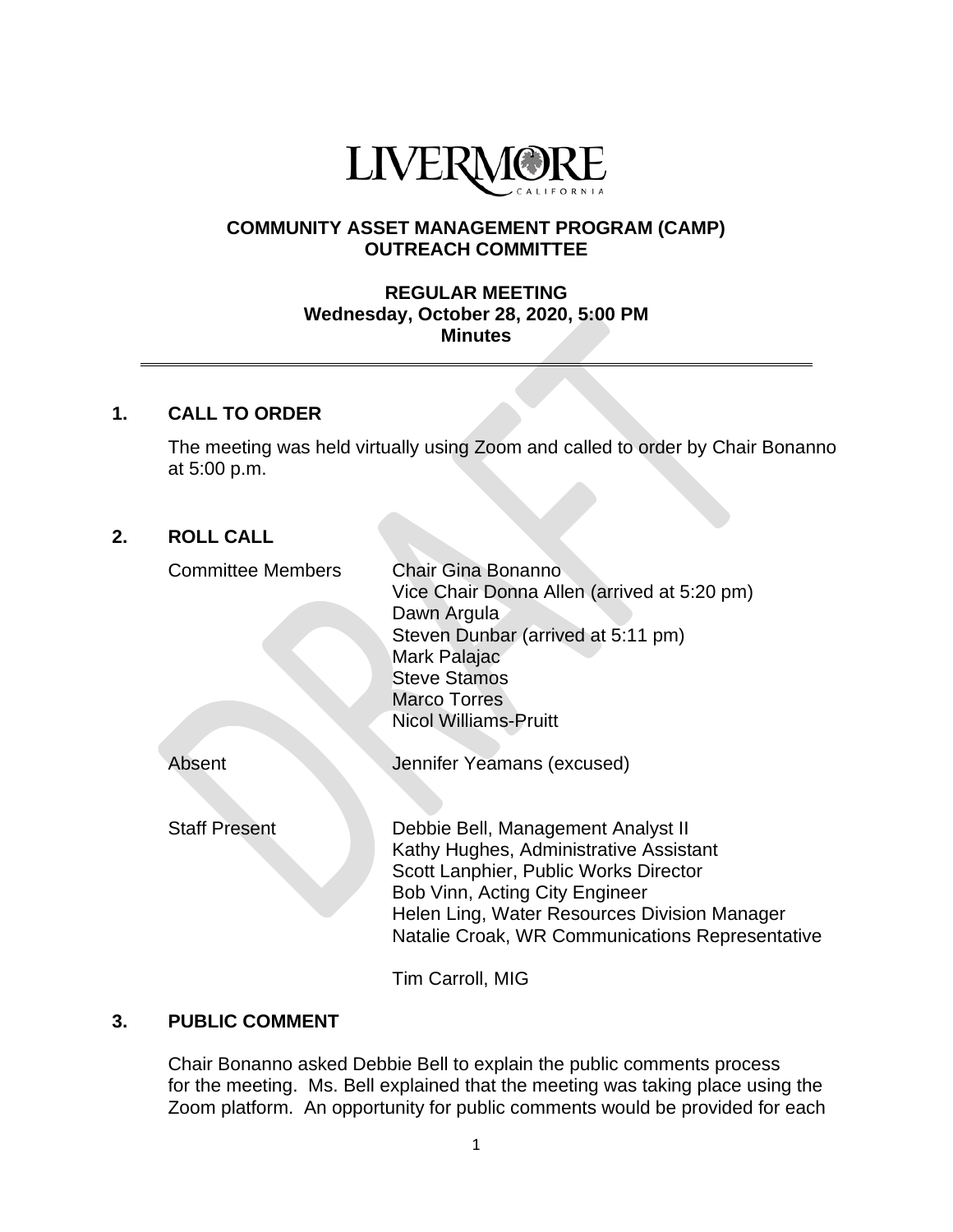LIVERMORE
CALIFORNIA

**COMMUNITY ASSET MANAGEMENT PROGRAM (CAMP)**
**OUTREACH COMMITTEE**

**REGULAR MEETING**
**Wednesday, October 28, 2020, 5:00 PM**
**Minutes**

---

## 1. CALL TO ORDER

The meeting was held virtually using Zoom and called to order by Chair Bonanno at 5:00 p.m.

## 2. ROLL CALL

Committee Members
- Chair Gina Bonanno
- Vice Chair Donna Allen (arrived at 5:20 pm)
- Dawn Argula
- Steven Dunbar (arrived at 5:11 pm)
- Mark Palajac
- Steve Stamos
- Marco Torres
- Nicol Williams-Pruitt

Absent
- Jennifer Yeamans (excused)

Staff Present
- Debbie Bell, Management Analyst II
- Kathy Hughes, Administrative Assistant
- Scott Lanphier, Public Works Director
- Bob Vinn, Acting City Engineer
- Helen Ling, Water Resources Division Manager
- Natalie Croak, WR Communications Representative
- Tim Carroll, MIG

## 3. PUBLIC COMMENT

Chair Bonanno asked Debbie Bell to explain the public comments process for the meeting. Ms. Bell explained that the meeting was taking place using the Zoom platform. An opportunity for public comments would be provided for each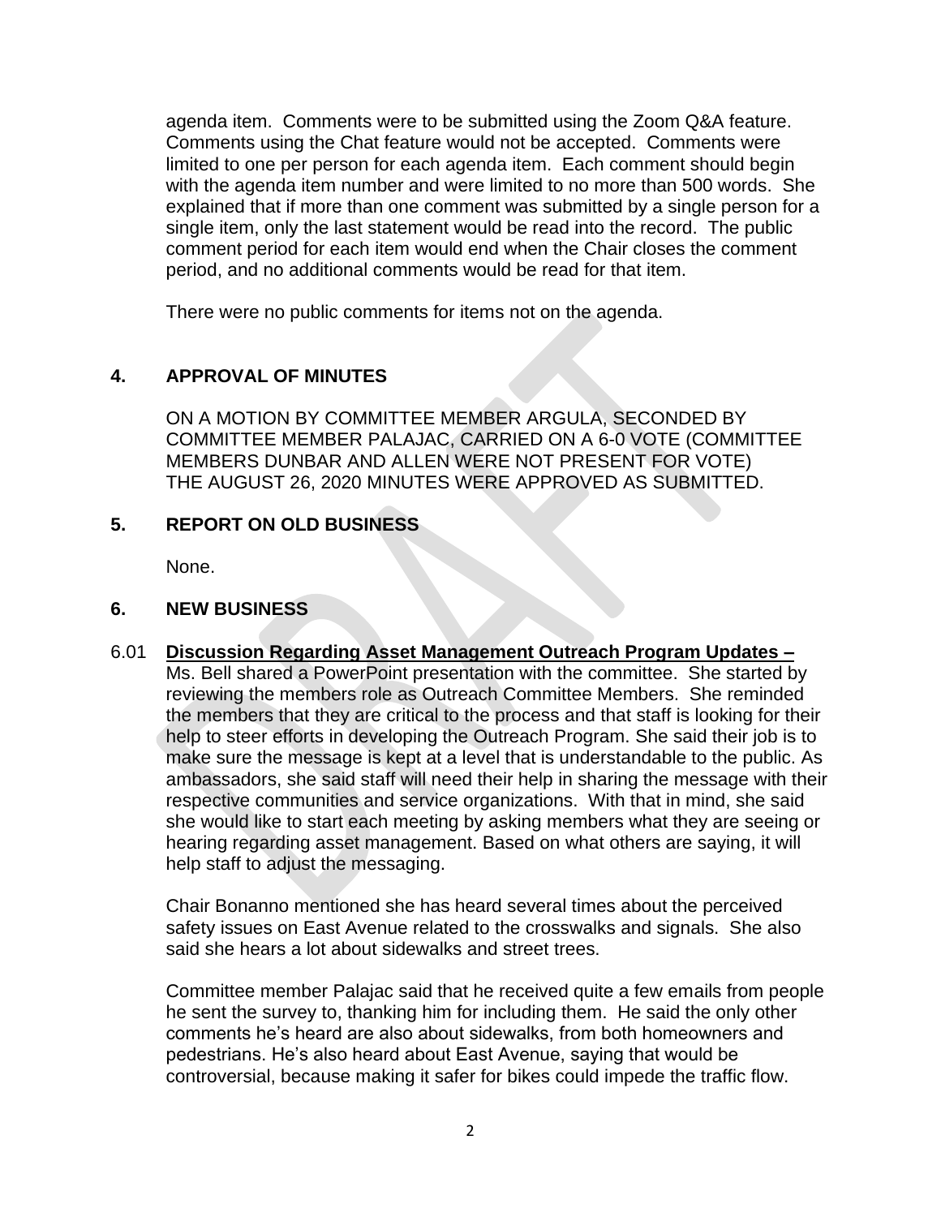agenda item. Comments were to be submitted using the Zoom Q&A feature. Comments using the Chat feature would not be accepted. Comments were limited to one per person for each agenda item. Each comment should begin with the agenda item number and were limited to no more than 500 words. She explained that if more than one comment was submitted by a single person for a single item, only the last statement would be read into the record. The public comment period for each item would end when the Chair closes the comment period, and no additional comments would be read for that item.

There were no public comments for items not on the agenda.

## 4. APPROVAL OF MINUTES

ON A MOTION BY COMMITTEE MEMBER ARGULA, SECONDED BY COMMITTEE MEMBER PALAJAC, CARRIED ON A 6-0 VOTE (COMMITTEE MEMBERS DUNBAR AND ALLEN WERE NOT PRESENT FOR VOTE) THE AUGUST 26, 2020 MINUTES WERE APPROVED AS SUBMITTED.

## 5. REPORT ON OLD BUSINESS

None.

## 6. NEW BUSINESS

6.01 **Discussion Regarding Asset Management Outreach Program Updates –** Ms. Bell shared a PowerPoint presentation with the committee. She started by reviewing the members role as Outreach Committee Members. She reminded the members that they are critical to the process and that staff is looking for their help to steer efforts in developing the Outreach Program. She said their job is to make sure the message is kept at a level that is understandable to the public. As ambassadors, she said staff will need their help in sharing the message with their respective communities and service organizations. With that in mind, she said she would like to start each meeting by asking members what they are seeing or hearing regarding asset management. Based on what others are saying, it will help staff to adjust the messaging.

Chair Bonanno mentioned she has heard several times about the perceived safety issues on East Avenue related to the crosswalks and signals. She also said she hears a lot about sidewalks and street trees.

Committee member Palajac said that he received quite a few emails from people he sent the survey to, thanking him for including them. He said the only other comments he's heard are also about sidewalks, from both homeowners and pedestrians. He's also heard about East Avenue, saying that would be controversial, because making it safer for bikes could impede the traffic flow.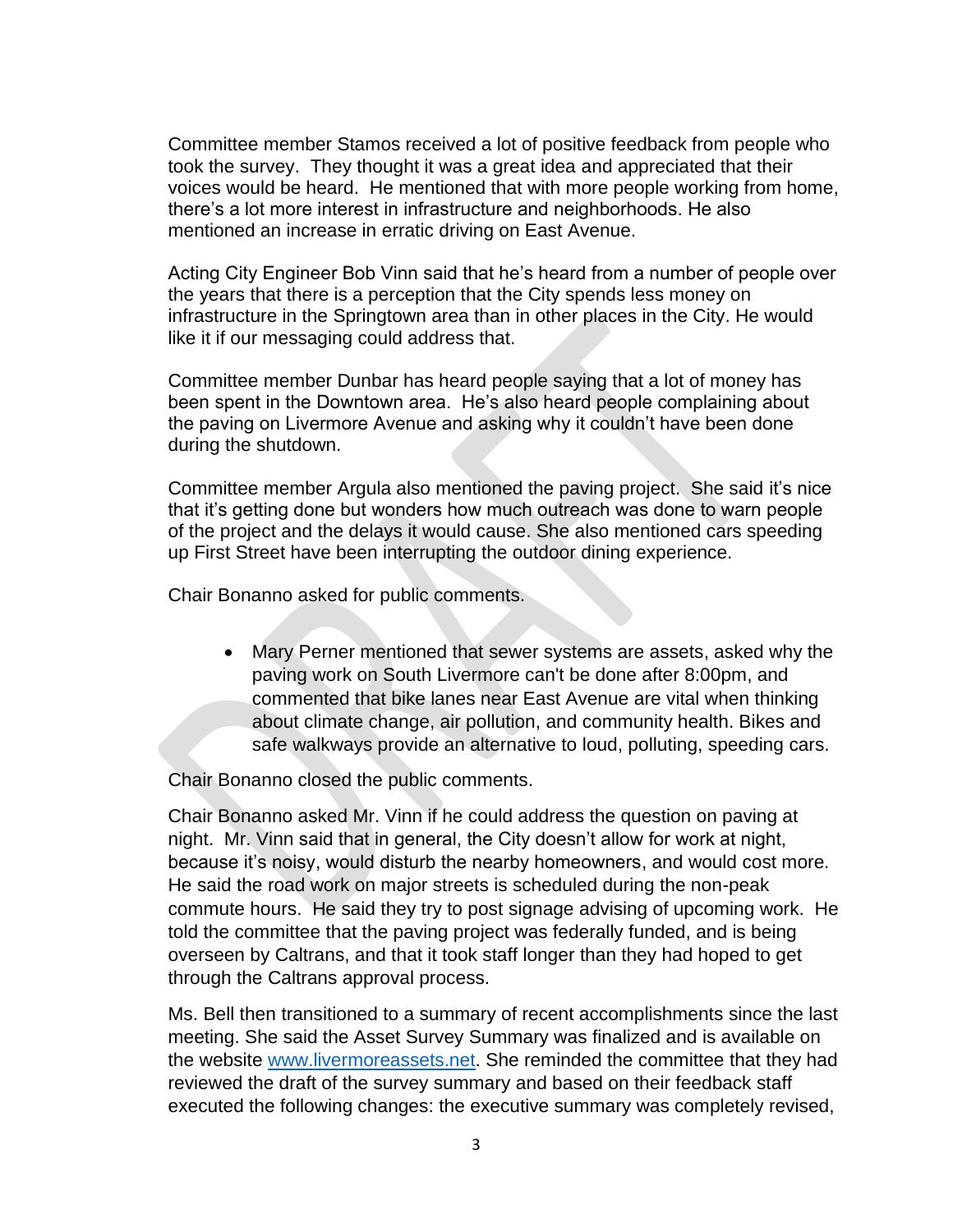Committee member Stamos received a lot of positive feedback from people who took the survey. They thought it was a great idea and appreciated that their voices would be heard. He mentioned that with more people working from home, there's a lot more interest in infrastructure and neighborhoods. He also mentioned an increase in erratic driving on East Avenue.

Acting City Engineer Bob Vinn said that he's heard from a number of people over the years that there is a perception that the City spends less money on infrastructure in the Springtown area than in other places in the City. He would like it if our messaging could address that.

Committee member Dunbar has heard people saying that a lot of money has been spent in the Downtown area. He's also heard people complaining about the paving on Livermore Avenue and asking why it couldn't have been done during the shutdown.

Committee member Argula also mentioned the paving project. She said it's nice that it's getting done but wonders how much outreach was done to warn people of the project and the delays it would cause. She also mentioned cars speeding up First Street have been interrupting the outdoor dining experience.

Chair Bonanno asked for public comments.

- Mary Perner mentioned that sewer systems are assets, asked why the paving work on South Livermore can't be done after 8:00pm, and commented that bike lanes near East Avenue are vital when thinking about climate change, air pollution, and community health. Bikes and safe walkways provide an alternative to loud, polluting, speeding cars.

Chair Bonanno closed the public comments.

Chair Bonanno asked Mr. Vinn if he could address the question on paving at night. Mr. Vinn said that in general, the City doesn't allow for work at night, because it's noisy, would disturb the nearby homeowners, and would cost more. He said the road work on major streets is scheduled during the non-peak commute hours. He said they try to post signage advising of upcoming work. He told the committee that the paving project was federally funded, and is being overseen by Caltrans, and that it took staff longer than they had hoped to get through the Caltrans approval process.

Ms. Bell then transitioned to a summary of recent accomplishments since the last meeting. She said the Asset Survey Summary was finalized and is available on the website www.livermoreassets.net. She reminded the committee that they had reviewed the draft of the survey summary and based on their feedback staff executed the following changes: the executive summary was completely revised,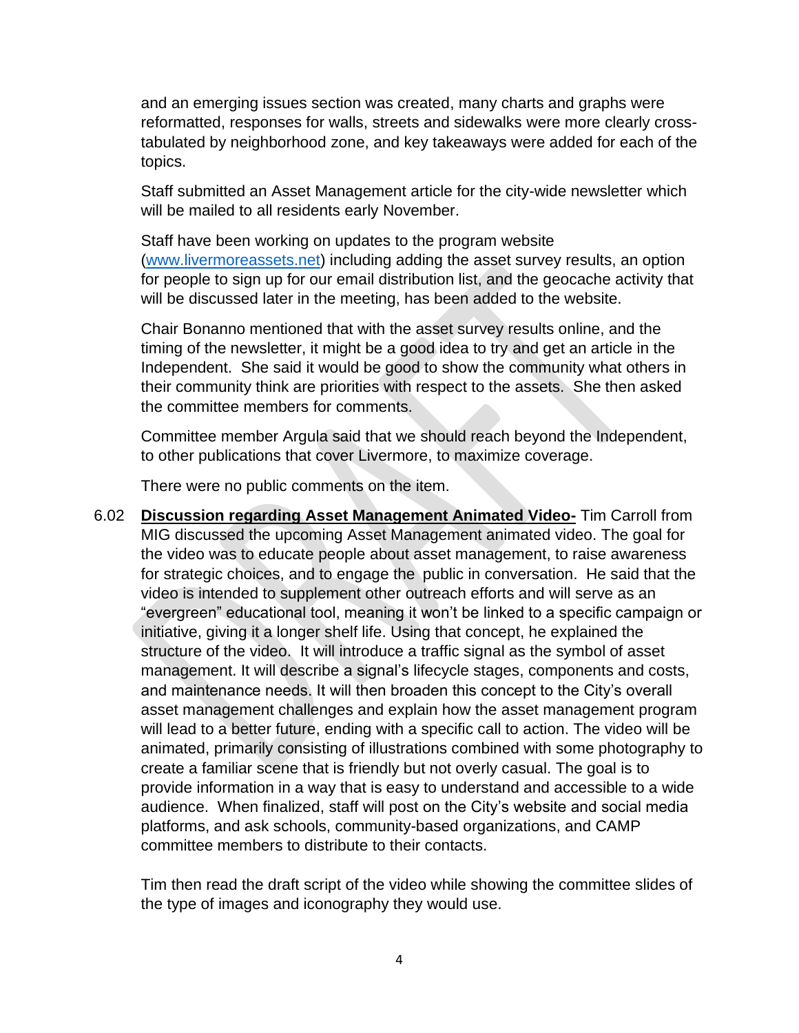and an emerging issues section was created, many charts and graphs were reformatted, responses for walls, streets and sidewalks were more clearly cross-tabulated by neighborhood zone, and key takeaways were added for each of the topics.

Staff submitted an Asset Management article for the city-wide newsletter which will be mailed to all residents early November.

Staff have been working on updates to the program website ([www.livermoreassets.net](http://www.livermoreassets.net)) including adding the asset survey results, an option for people to sign up for our email distribution list, and the geocache activity that will be discussed later in the meeting, has been added to the website.

Chair Bonanno mentioned that with the asset survey results online, and the timing of the newsletter, it might be a good idea to try and get an article in the Independent. She said it would be good to show the community what others in their community think are priorities with respect to the assets. She then asked the committee members for comments.

Committee member Argula said that we should reach beyond the Independent, to other publications that cover Livermore, to maximize coverage.

There were no public comments on the item.

6.02 **<u>Discussion regarding Asset Management Animated Video-</u>** Tim Carroll from MIG discussed the upcoming Asset Management animated video. The goal for the video was to educate people about asset management, to raise awareness for strategic choices, and to engage the public in conversation. He said that the video is intended to supplement other outreach efforts and will serve as an "evergreen" educational tool, meaning it won't be linked to a specific campaign or initiative, giving it a longer shelf life. Using that concept, he explained the structure of the video. It will introduce a traffic signal as the symbol of asset management. It will describe a signal's lifecycle stages, components and costs, and maintenance needs. It will then broaden this concept to the City's overall asset management challenges and explain how the asset management program will lead to a better future, ending with a specific call to action. The video will be animated, primarily consisting of illustrations combined with some photography to create a familiar scene that is friendly but not overly casual. The goal is to provide information in a way that is easy to understand and accessible to a wide audience. When finalized, staff will post on the City's website and social media platforms, and ask schools, community-based organizations, and CAMP committee members to distribute to their contacts.

Tim then read the draft script of the video while showing the committee slides of the type of images and iconography they would use.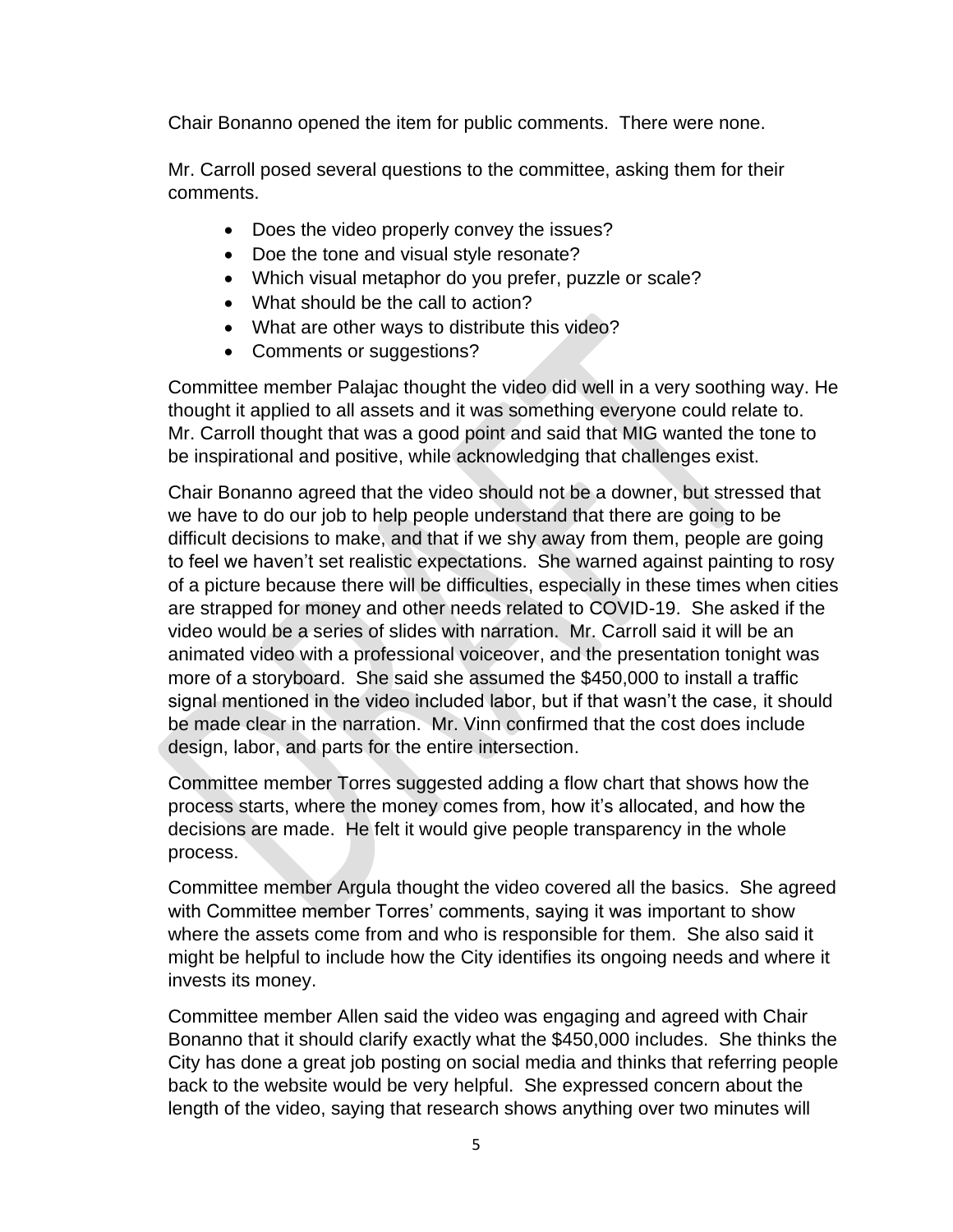Chair Bonanno opened the item for public comments. There were none.

Mr. Carroll posed several questions to the committee, asking them for their comments.

- Does the video properly convey the issues?
- Doe the tone and visual style resonate?
- Which visual metaphor do you prefer, puzzle or scale?
- What should be the call to action?
- What are other ways to distribute this video?
- Comments or suggestions?

Committee member Palajac thought the video did well in a very soothing way. He thought it applied to all assets and it was something everyone could relate to. Mr. Carroll thought that was a good point and said that MIG wanted the tone to be inspirational and positive, while acknowledging that challenges exist.

Chair Bonanno agreed that the video should not be a downer, but stressed that we have to do our job to help people understand that there are going to be difficult decisions to make, and that if we shy away from them, people are going to feel we haven't set realistic expectations. She warned against painting to rosy of a picture because there will be difficulties, especially in these times when cities are strapped for money and other needs related to COVID-19. She asked if the video would be a series of slides with narration. Mr. Carroll said it will be an animated video with a professional voiceover, and the presentation tonight was more of a storyboard. She said she assumed the $450,000 to install a traffic signal mentioned in the video included labor, but if that wasn't the case, it should be made clear in the narration. Mr. Vinn confirmed that the cost does include design, labor, and parts for the entire intersection.

Committee member Torres suggested adding a flow chart that shows how the process starts, where the money comes from, how it's allocated, and how the decisions are made. He felt it would give people transparency in the whole process.

Committee member Argula thought the video covered all the basics. She agreed with Committee member Torres' comments, saying it was important to show where the assets come from and who is responsible for them. She also said it might be helpful to include how the City identifies its ongoing needs and where it invests its money.

Committee member Allen said the video was engaging and agreed with Chair Bonanno that it should clarify exactly what the $450,000 includes. She thinks the City has done a great job posting on social media and thinks that referring people back to the website would be very helpful. She expressed concern about the length of the video, saying that research shows anything over two minutes will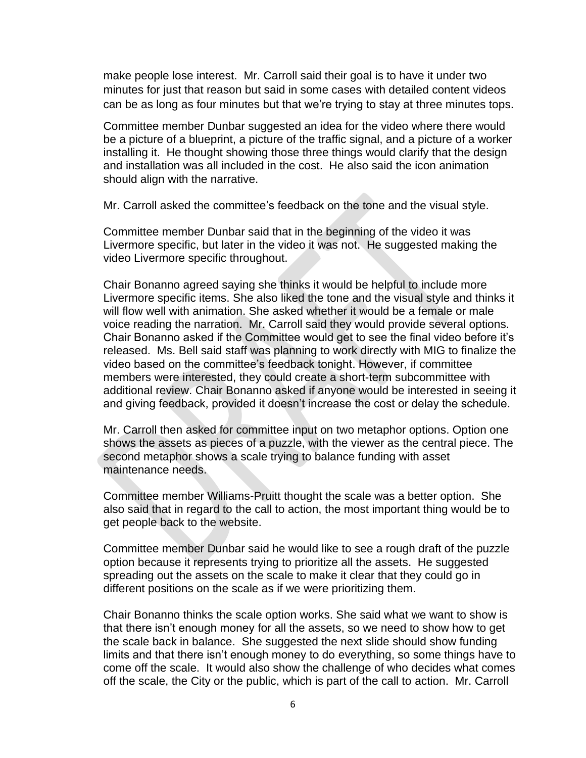make people lose interest. Mr. Carroll said their goal is to have it under two minutes for just that reason but said in some cases with detailed content videos can be as long as four minutes but that we're trying to stay at three minutes tops.

Committee member Dunbar suggested an idea for the video where there would be a picture of a blueprint, a picture of the traffic signal, and a picture of a worker installing it. He thought showing those three things would clarify that the design and installation was all included in the cost. He also said the icon animation should align with the narrative.

Mr. Carroll asked the committee's feedback on the tone and the visual style.

Committee member Dunbar said that in the beginning of the video it was Livermore specific, but later in the video it was not. He suggested making the video Livermore specific throughout.

Chair Bonanno agreed saying she thinks it would be helpful to include more Livermore specific items. She also liked the tone and the visual style and thinks it will flow well with animation. She asked whether it would be a female or male voice reading the narration. Mr. Carroll said they would provide several options. Chair Bonanno asked if the Committee would get to see the final video before it's released. Ms. Bell said staff was planning to work directly with MIG to finalize the video based on the committee's feedback tonight. However, if committee members were interested, they could create a short-term subcommittee with additional review. Chair Bonanno asked if anyone would be interested in seeing it and giving feedback, provided it doesn't increase the cost or delay the schedule.

Mr. Carroll then asked for committee input on two metaphor options. Option one shows the assets as pieces of a puzzle, with the viewer as the central piece. The second metaphor shows a scale trying to balance funding with asset maintenance needs.

Committee member Williams-Pruitt thought the scale was a better option. She also said that in regard to the call to action, the most important thing would be to get people back to the website.

Committee member Dunbar said he would like to see a rough draft of the puzzle option because it represents trying to prioritize all the assets. He suggested spreading out the assets on the scale to make it clear that they could go in different positions on the scale as if we were prioritizing them.

Chair Bonanno thinks the scale option works. She said what we want to show is that there isn't enough money for all the assets, so we need to show how to get the scale back in balance. She suggested the next slide should show funding limits and that there isn't enough money to do everything, so some things have to come off the scale. It would also show the challenge of who decides what comes off the scale, the City or the public, which is part of the call to action. Mr. Carroll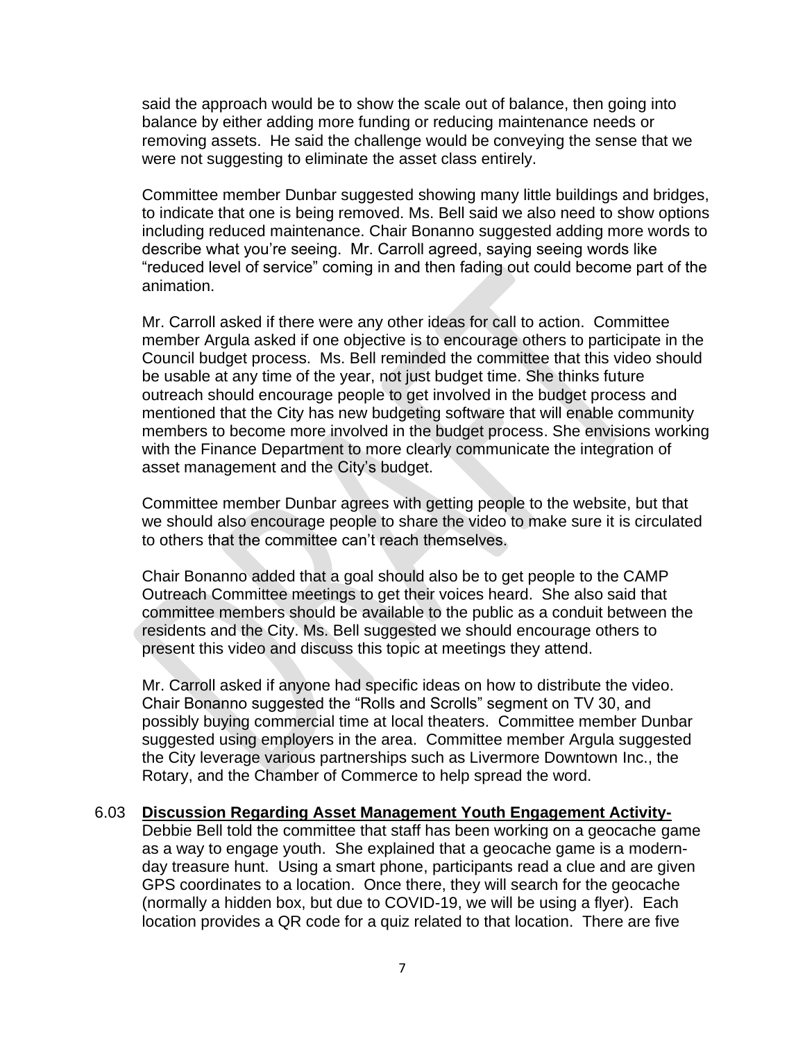said the approach would be to show the scale out of balance, then going into balance by either adding more funding or reducing maintenance needs or removing assets. He said the challenge would be conveying the sense that we were not suggesting to eliminate the asset class entirely.

Committee member Dunbar suggested showing many little buildings and bridges, to indicate that one is being removed. Ms. Bell said we also need to show options including reduced maintenance. Chair Bonanno suggested adding more words to describe what you're seeing. Mr. Carroll agreed, saying seeing words like "reduced level of service" coming in and then fading out could become part of the animation.

Mr. Carroll asked if there were any other ideas for call to action. Committee member Argula asked if one objective is to encourage others to participate in the Council budget process. Ms. Bell reminded the committee that this video should be usable at any time of the year, not just budget time. She thinks future outreach should encourage people to get involved in the budget process and mentioned that the City has new budgeting software that will enable community members to become more involved in the budget process. She envisions working with the Finance Department to more clearly communicate the integration of asset management and the City's budget.

Committee member Dunbar agrees with getting people to the website, but that we should also encourage people to share the video to make sure it is circulated to others that the committee can't reach themselves.

Chair Bonanno added that a goal should also be to get people to the CAMP Outreach Committee meetings to get their voices heard. She also said that committee members should be available to the public as a conduit between the residents and the City. Ms. Bell suggested we should encourage others to present this video and discuss this topic at meetings they attend.

Mr. Carroll asked if anyone had specific ideas on how to distribute the video. Chair Bonanno suggested the "Rolls and Scrolls" segment on TV 30, and possibly buying commercial time at local theaters. Committee member Dunbar suggested using employers in the area. Committee member Argula suggested the City leverage various partnerships such as Livermore Downtown Inc., the Rotary, and the Chamber of Commerce to help spread the word.

6.03 **Discussion Regarding Asset Management Youth Engagement Activity-** Debbie Bell told the committee that staff has been working on a geocache game as a way to engage youth. She explained that a geocache game is a modern-day treasure hunt. Using a smart phone, participants read a clue and are given GPS coordinates to a location. Once there, they will search for the geocache (normally a hidden box, but due to COVID-19, we will be using a flyer). Each location provides a QR code for a quiz related to that location. There are five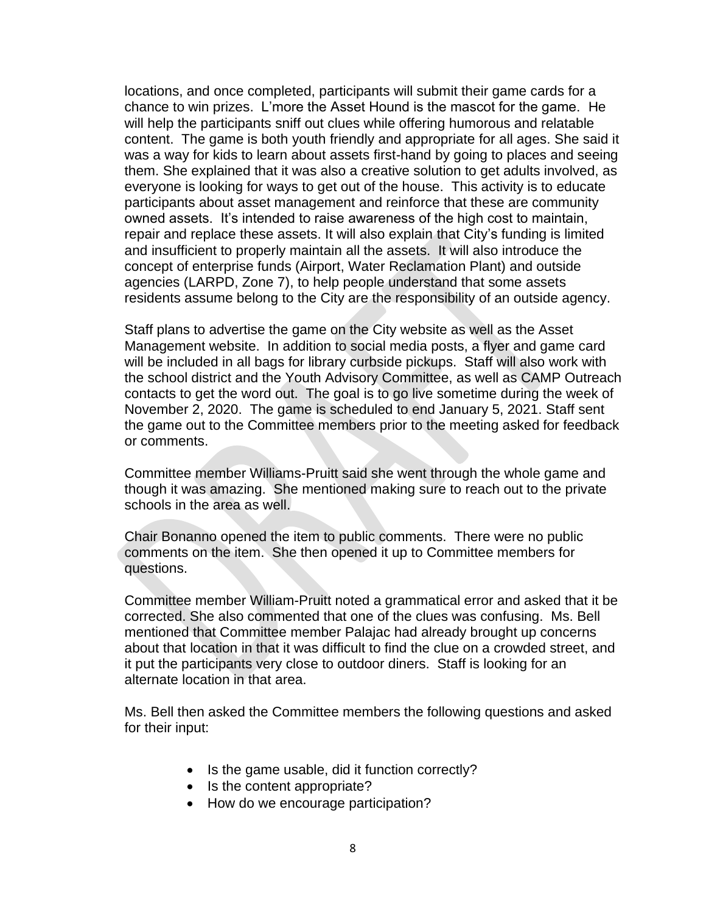locations, and once completed, participants will submit their game cards for a chance to win prizes. L'more the Asset Hound is the mascot for the game. He will help the participants sniff out clues while offering humorous and relatable content. The game is both youth friendly and appropriate for all ages. She said it was a way for kids to learn about assets first-hand by going to places and seeing them. She explained that it was also a creative solution to get adults involved, as everyone is looking for ways to get out of the house. This activity is to educate participants about asset management and reinforce that these are community owned assets. It's intended to raise awareness of the high cost to maintain, repair and replace these assets. It will also explain that City's funding is limited and insufficient to properly maintain all the assets. It will also introduce the concept of enterprise funds (Airport, Water Reclamation Plant) and outside agencies (LARPD, Zone 7), to help people understand that some assets residents assume belong to the City are the responsibility of an outside agency.

Staff plans to advertise the game on the City website as well as the Asset Management website. In addition to social media posts, a flyer and game card will be included in all bags for library curbside pickups. Staff will also work with the school district and the Youth Advisory Committee, as well as CAMP Outreach contacts to get the word out. The goal is to go live sometime during the week of November 2, 2020. The game is scheduled to end January 5, 2021. Staff sent the game out to the Committee members prior to the meeting asked for feedback or comments.

Committee member Williams-Pruitt said she went through the whole game and though it was amazing. She mentioned making sure to reach out to the private schools in the area as well.

Chair Bonanno opened the item to public comments. There were no public comments on the item. She then opened it up to Committee members for questions.

Committee member William-Pruitt noted a grammatical error and asked that it be corrected. She also commented that one of the clues was confusing. Ms. Bell mentioned that Committee member Palajac had already brought up concerns about that location in that it was difficult to find the clue on a crowded street, and it put the participants very close to outdoor diners. Staff is looking for an alternate location in that area.

Ms. Bell then asked the Committee members the following questions and asked for their input:

- Is the game usable, did it function correctly?
- Is the content appropriate?
- How do we encourage participation?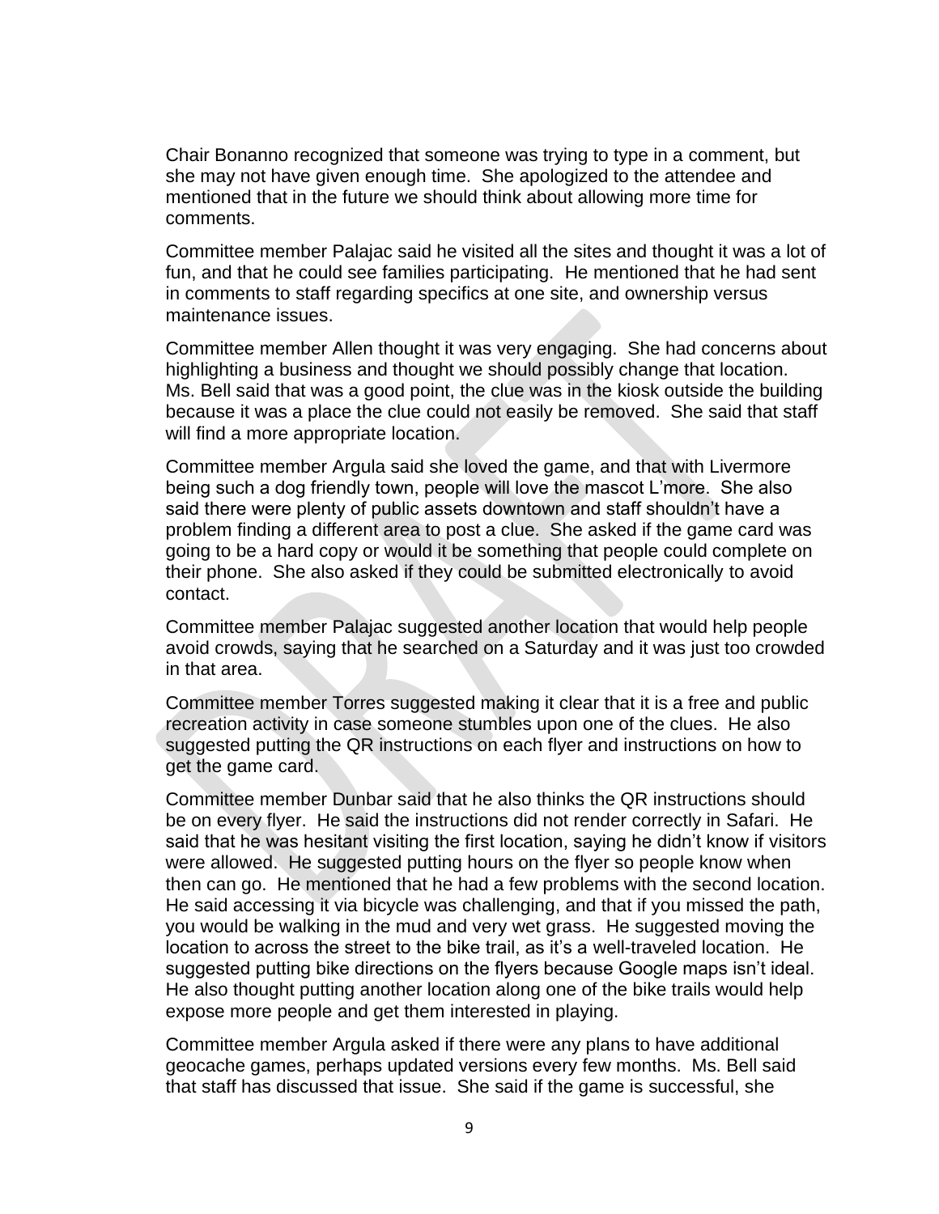Chair Bonanno recognized that someone was trying to type in a comment, but she may not have given enough time. She apologized to the attendee and mentioned that in the future we should think about allowing more time for comments.

Committee member Palajac said he visited all the sites and thought it was a lot of fun, and that he could see families participating. He mentioned that he had sent in comments to staff regarding specifics at one site, and ownership versus maintenance issues.

Committee member Allen thought it was very engaging. She had concerns about highlighting a business and thought we should possibly change that location. Ms. Bell said that was a good point, the clue was in the kiosk outside the building because it was a place the clue could not easily be removed. She said that staff will find a more appropriate location.

Committee member Argula said she loved the game, and that with Livermore being such a dog friendly town, people will love the mascot L'more. She also said there were plenty of public assets downtown and staff shouldn't have a problem finding a different area to post a clue. She asked if the game card was going to be a hard copy or would it be something that people could complete on their phone. She also asked if they could be submitted electronically to avoid contact.

Committee member Palajac suggested another location that would help people avoid crowds, saying that he searched on a Saturday and it was just too crowded in that area.

Committee member Torres suggested making it clear that it is a free and public recreation activity in case someone stumbles upon one of the clues. He also suggested putting the QR instructions on each flyer and instructions on how to get the game card.

Committee member Dunbar said that he also thinks the QR instructions should be on every flyer. He said the instructions did not render correctly in Safari. He said that he was hesitant visiting the first location, saying he didn't know if visitors were allowed. He suggested putting hours on the flyer so people know when then can go. He mentioned that he had a few problems with the second location. He said accessing it via bicycle was challenging, and that if you missed the path, you would be walking in the mud and very wet grass. He suggested moving the location to across the street to the bike trail, as it's a well-traveled location. He suggested putting bike directions on the flyers because Google maps isn't ideal. He also thought putting another location along one of the bike trails would help expose more people and get them interested in playing.

Committee member Argula asked if there were any plans to have additional geocache games, perhaps updated versions every few months. Ms. Bell said that staff has discussed that issue. She said if the game is successful, she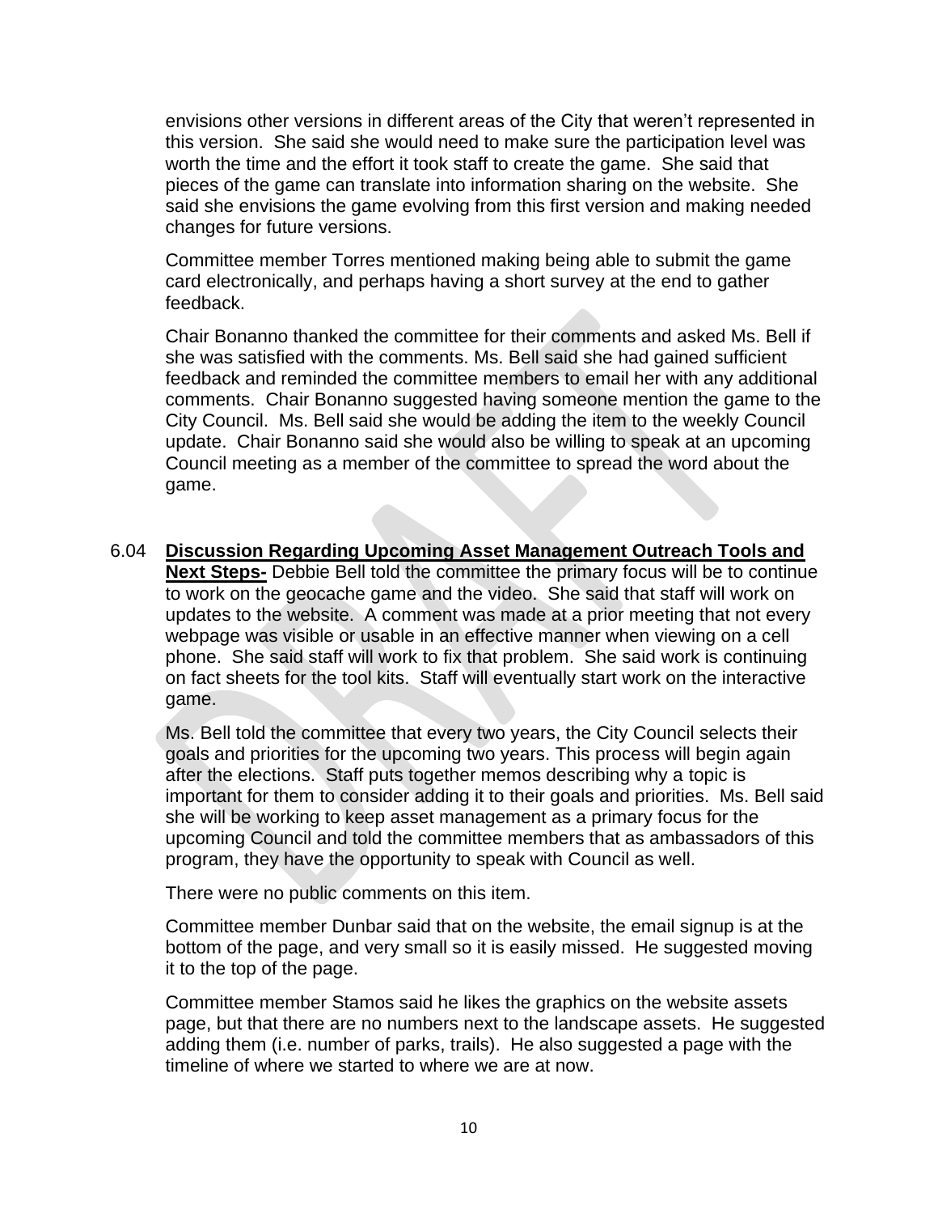envisions other versions in different areas of the City that weren't represented in this version. She said she would need to make sure the participation level was worth the time and the effort it took staff to create the game. She said that pieces of the game can translate into information sharing on the website. She said she envisions the game evolving from this first version and making needed changes for future versions.

Committee member Torres mentioned making being able to submit the game card electronically, and perhaps having a short survey at the end to gather feedback.

Chair Bonanno thanked the committee for their comments and asked Ms. Bell if she was satisfied with the comments. Ms. Bell said she had gained sufficient feedback and reminded the committee members to email her with any additional comments. Chair Bonanno suggested having someone mention the game to the City Council. Ms. Bell said she would be adding the item to the weekly Council update. Chair Bonanno said she would also be willing to speak at an upcoming Council meeting as a member of the committee to spread the word about the game.

6.04 **Discussion Regarding Upcoming Asset Management Outreach Tools and Next Steps-** Debbie Bell told the committee the primary focus will be to continue to work on the geocache game and the video. She said that staff will work on updates to the website. A comment was made at a prior meeting that not every webpage was visible or usable in an effective manner when viewing on a cell phone. She said staff will work to fix that problem. She said work is continuing on fact sheets for the tool kits. Staff will eventually start work on the interactive game.

Ms. Bell told the committee that every two years, the City Council selects their goals and priorities for the upcoming two years. This process will begin again after the elections. Staff puts together memos describing why a topic is important for them to consider adding it to their goals and priorities. Ms. Bell said she will be working to keep asset management as a primary focus for the upcoming Council and told the committee members that as ambassadors of this program, they have the opportunity to speak with Council as well.

There were no public comments on this item.

Committee member Dunbar said that on the website, the email signup is at the bottom of the page, and very small so it is easily missed. He suggested moving it to the top of the page.

Committee member Stamos said he likes the graphics on the website assets page, but that there are no numbers next to the landscape assets. He suggested adding them (i.e. number of parks, trails). He also suggested a page with the timeline of where we started to where we are at now.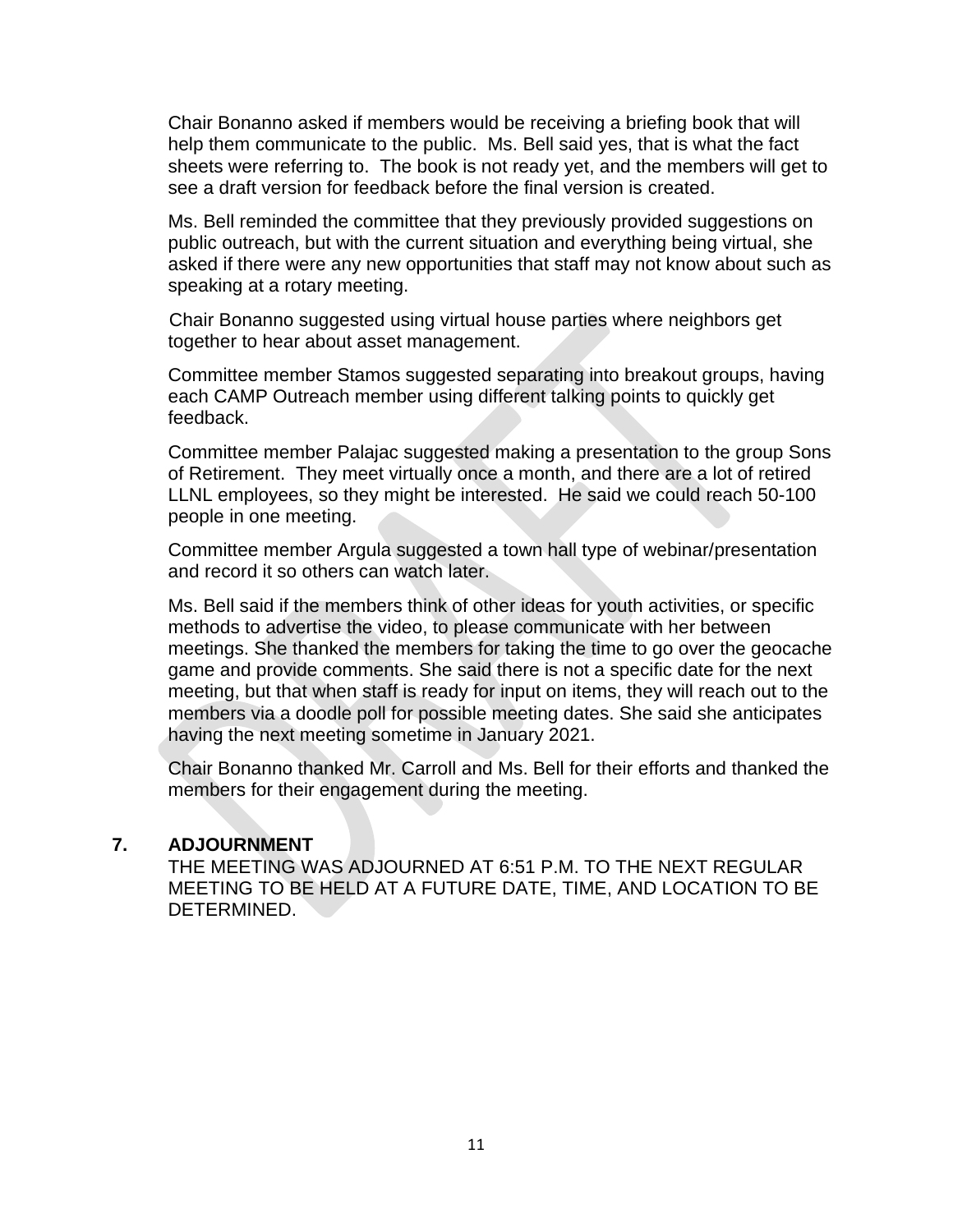Chair Bonanno asked if members would be receiving a briefing book that will help them communicate to the public. Ms. Bell said yes, that is what the fact sheets were referring to. The book is not ready yet, and the members will get to see a draft version for feedback before the final version is created.

Ms. Bell reminded the committee that they previously provided suggestions on public outreach, but with the current situation and everything being virtual, she asked if there were any new opportunities that staff may not know about such as speaking at a rotary meeting.

Chair Bonanno suggested using virtual house parties where neighbors get together to hear about asset management.

Committee member Stamos suggested separating into breakout groups, having each CAMP Outreach member using different talking points to quickly get feedback.

Committee member Palajac suggested making a presentation to the group Sons of Retirement. They meet virtually once a month, and there are a lot of retired LLNL employees, so they might be interested. He said we could reach 50-100 people in one meeting.

Committee member Argula suggested a town hall type of webinar/presentation and record it so others can watch later.

Ms. Bell said if the members think of other ideas for youth activities, or specific methods to advertise the video, to please communicate with her between meetings. She thanked the members for taking the time to go over the geocache game and provide comments. She said there is not a specific date for the next meeting, but that when staff is ready for input on items, they will reach out to the members via a doodle poll for possible meeting dates. She said she anticipates having the next meeting sometime in January 2021.

Chair Bonanno thanked Mr. Carroll and Ms. Bell for their efforts and thanked the members for their engagement during the meeting.

## 7. ADJOURNMENT

THE MEETING WAS ADJOURNED AT 6:51 P.M. TO THE NEXT REGULAR MEETING TO BE HELD AT A FUTURE DATE, TIME, AND LOCATION TO BE DETERMINED.